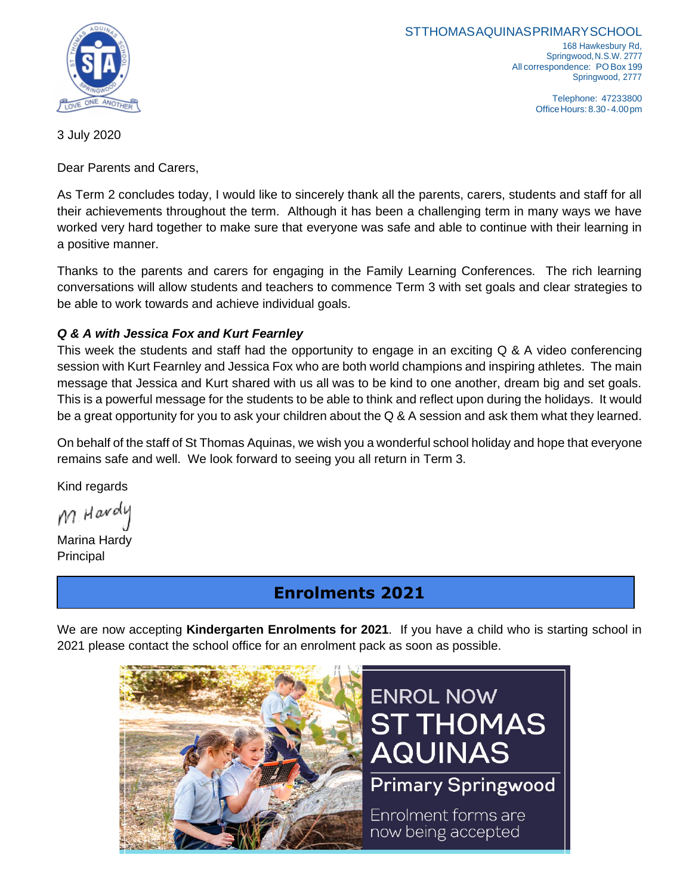ST THOMAS AQUINAS PRIMARY SCHOOL

168 Hawkesbury Rd,
Springwood, N.S.W. 2777
All correspondence: PO Box 199
Springwood, 2777

Telephone: 47233800
Office Hours: 8.30 - 4.00 pm

3 July 2020

Dear Parents and Carers,

As Term 2 concludes today, I would like to sincerely thank all the parents, carers, students and staff for all their achievements throughout the term. Although it has been a challenging term in many ways we have worked very hard together to make sure that everyone was safe and able to continue with their learning in a positive manner.

Thanks to the parents and carers for engaging in the Family Learning Conferences. The rich learning conversations will allow students and teachers to commence Term 3 with set goals and clear strategies to be able to work towards and achieve individual goals.

***Q & A with Jessica Fox and Kurt Fearnley***

This week the students and staff had the opportunity to engage in an exciting Q & A video conferencing session with Kurt Fearnley and Jessica Fox who are both world champions and inspiring athletes. The main message that Jessica and Kurt shared with us all was to be kind to one another, dream big and set goals. This is a powerful message for the students to be able to think and reflect upon during the holidays. It would be a great opportunity for you to ask your children about the Q & A session and ask them what they learned.

On behalf of the staff of St Thomas Aquinas, we wish you a wonderful school holiday and hope that everyone remains safe and well. We look forward to seeing you all return in Term 3.

Kind regards

M. Hardy

Marina Hardy
Principal

## Enrolments 2021

We are now accepting **Kindergarten Enrolments for 2021**. If you have a child who is starting school in 2021 please contact the school office for an enrolment pack as soon as possible.

ENROL NOW
ST THOMAS AQUINAS
Primary Springwood
Enrolment forms are now being accepted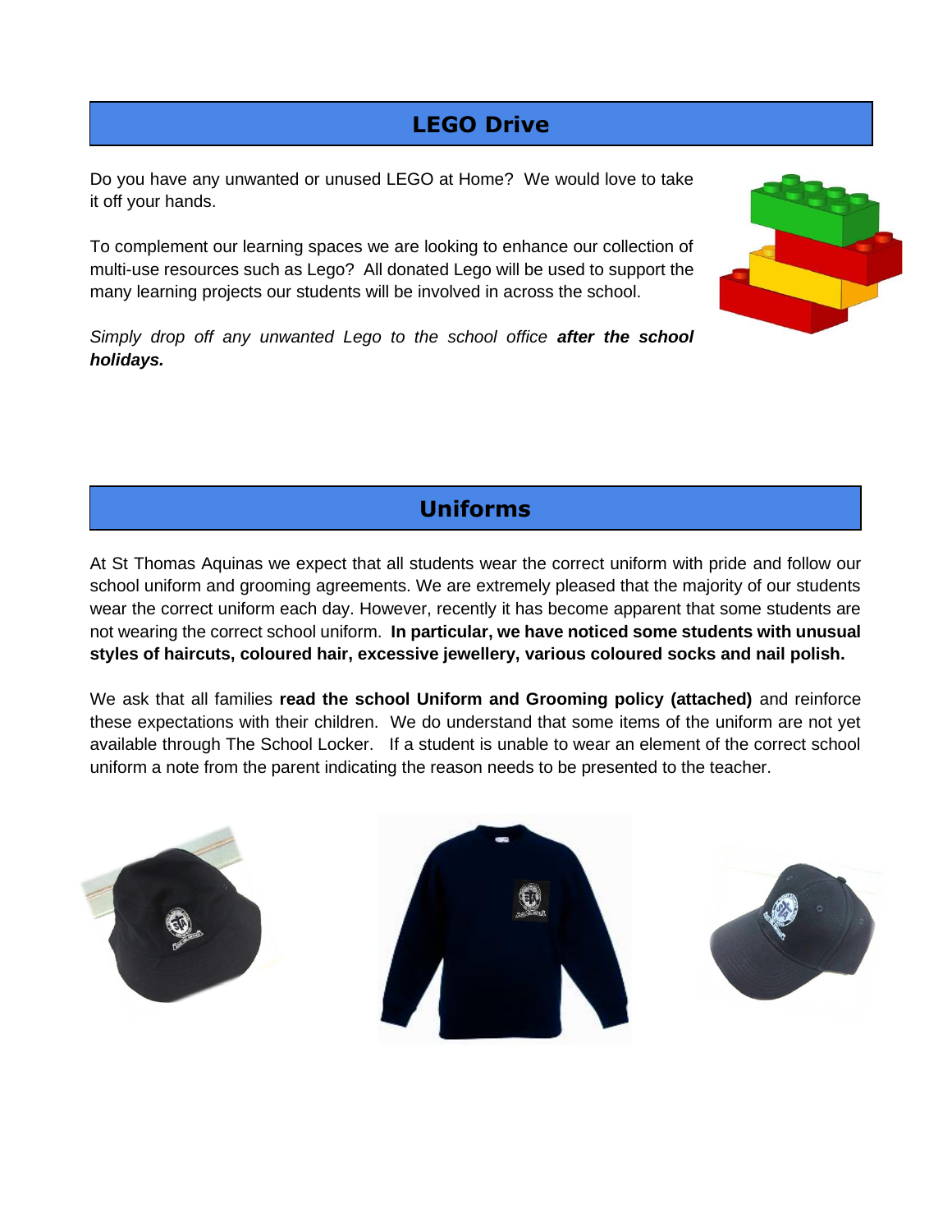## LEGO Drive

Do you have any unwanted or unused LEGO at Home? We would love to take it off your hands.

To complement our learning spaces we are looking to enhance our collection of multi-use resources such as Lego? All donated Lego will be used to support the many learning projects our students will be involved in across the school.

*Simply drop off any unwanted Lego to the school office* ***after the school holidays.***

## Uniforms

At St Thomas Aquinas we expect that all students wear the correct uniform with pride and follow our school uniform and grooming agreements. We are extremely pleased that the majority of our students wear the correct uniform each day. However, recently it has become apparent that some students are not wearing the correct school uniform. **In particular, we have noticed some students with unusual styles of haircuts, coloured hair, excessive jewellery, various coloured socks and nail polish.**

We ask that all families **read the school Uniform and Grooming policy (attached)** and reinforce these expectations with their children. We do understand that some items of the uniform are not yet available through The School Locker. If a student is unable to wear an element of the correct school uniform a note from the parent indicating the reason needs to be presented to the teacher.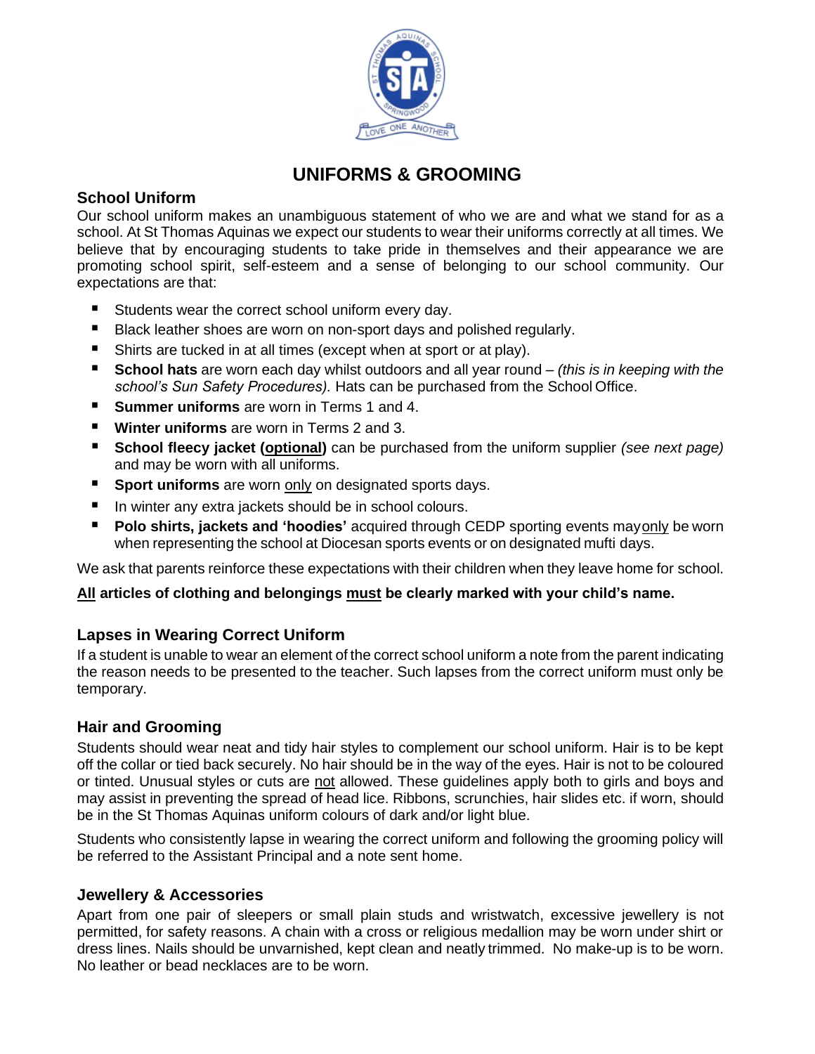# UNIFORMS & GROOMING

## School Uniform

Our school uniform makes an unambiguous statement of who we are and what we stand for as a school. At St Thomas Aquinas we expect our students to wear their uniforms correctly at all times. We believe that by encouraging students to take pride in themselves and their appearance we are promoting school spirit, self-esteem and a sense of belonging to our school community. Our expectations are that:

- Students wear the correct school uniform every day.
- Black leather shoes are worn on non-sport days and polished regularly.
- Shirts are tucked in at all times (except when at sport or at play).
- **School hats** are worn each day whilst outdoors and all year round – *(this is in keeping with the school's Sun Safety Procedures).* Hats can be purchased from the School Office.
- **Summer uniforms** are worn in Terms 1 and 4.
- **Winter uniforms** are worn in Terms 2 and 3.
- **School fleecy jacket (optional)** can be purchased from the uniform supplier *(see next page)* and may be worn with all uniforms.
- **Sport uniforms** are worn only on designated sports days.
- In winter any extra jackets should be in school colours.
- **Polo shirts, jackets and 'hoodies'** acquired through CEDP sporting events may only be worn when representing the school at Diocesan sports events or on designated mufti days.

We ask that parents reinforce these expectations with their children when they leave home for school.

**All articles of clothing and belongings must be clearly marked with your child's name.**

## Lapses in Wearing Correct Uniform

If a student is unable to wear an element of the correct school uniform a note from the parent indicating the reason needs to be presented to the teacher. Such lapses from the correct uniform must only be temporary.

## Hair and Grooming

Students should wear neat and tidy hair styles to complement our school uniform. Hair is to be kept off the collar or tied back securely. No hair should be in the way of the eyes. Hair is not to be coloured or tinted. Unusual styles or cuts are not allowed. These guidelines apply both to girls and boys and may assist in preventing the spread of head lice. Ribbons, scrunchies, hair slides etc. if worn, should be in the St Thomas Aquinas uniform colours of dark and/or light blue.

Students who consistently lapse in wearing the correct uniform and following the grooming policy will be referred to the Assistant Principal and a note sent home.

## Jewellery & Accessories

Apart from one pair of sleepers or small plain studs and wristwatch, excessive jewellery is not permitted, for safety reasons. A chain with a cross or religious medallion may be worn under shirt or dress lines. Nails should be unvarnished, kept clean and neatly trimmed. No make-up is to be worn. No leather or bead necklaces are to be worn.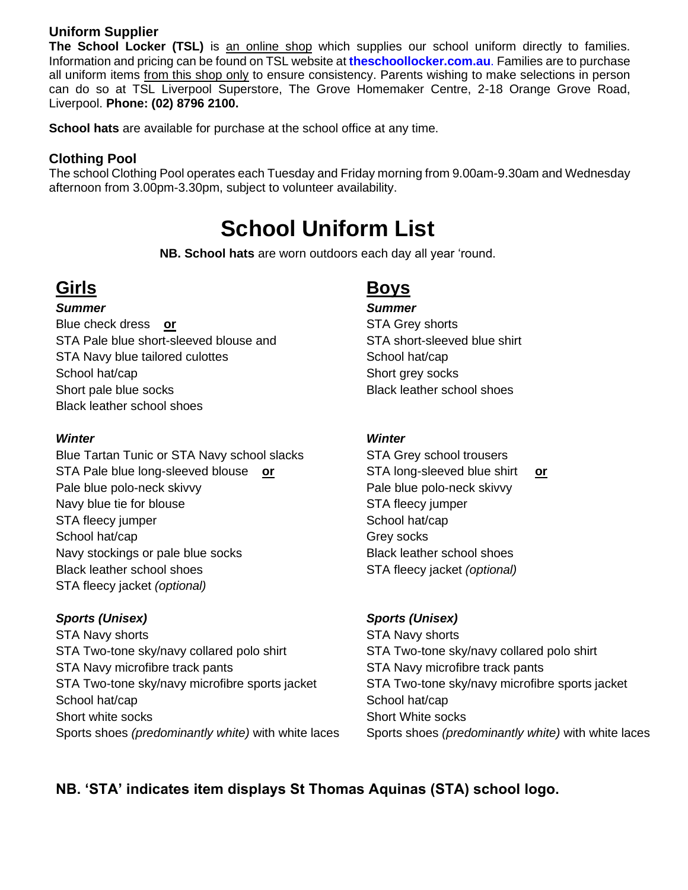### Uniform Supplier

**The School Locker (TSL)** is an online shop which supplies our school uniform directly to families. Information and pricing can be found on TSL website at **theschoollocker.com.au**. Families are to purchase all uniform items from this shop only to ensure consistency. Parents wishing to make selections in person can do so at TSL Liverpool Superstore, The Grove Homemaker Centre, 2-18 Orange Grove Road, Liverpool. **Phone: (02) 8796 2100.**

**School hats** are available for purchase at the school office at any time.

### Clothing Pool

The school Clothing Pool operates each Tuesday and Friday morning from 9.00am-9.30am and Wednesday afternoon from 3.00pm-3.30pm, subject to volunteer availability.

# School Uniform List

**NB. School hats** are worn outdoors each day all year 'round.

## Girls

***Summer***

Blue check dress **or**
STA Pale blue short-sleeved blouse and
STA Navy blue tailored culottes
School hat/cap
Short pale blue socks
Black leather school shoes

***Winter***

Blue Tartan Tunic or STA Navy school slacks
STA Pale blue long-sleeved blouse **or**
Pale blue polo-neck skivvy
Navy blue tie for blouse
STA fleecy jumper
School hat/cap
Navy stockings or pale blue socks
Black leather school shoes
STA fleecy jacket *(optional)*

***Sports (Unisex)***

STA Navy shorts
STA Two-tone sky/navy collared polo shirt
STA Navy microfibre track pants
STA Two-tone sky/navy microfibre sports jacket
School hat/cap
Short white socks
Sports shoes *(predominantly white)* with white laces

## Boys

***Summer***

STA Grey shorts
STA short-sleeved blue shirt
School hat/cap
Short grey socks
Black leather school shoes

***Winter***

STA Grey school trousers
STA long-sleeved blue shirt **or**
Pale blue polo-neck skivvy
STA fleecy jumper
School hat/cap
Grey socks
Black leather school shoes
STA fleecy jacket *(optional)*

***Sports (Unisex)***

STA Navy shorts
STA Two-tone sky/navy collared polo shirt
STA Navy microfibre track pants
STA Two-tone sky/navy microfibre sports jacket
School hat/cap
Short White socks
Sports shoes *(predominantly white)* with white laces

**NB. 'STA' indicates item displays St Thomas Aquinas (STA) school logo.**